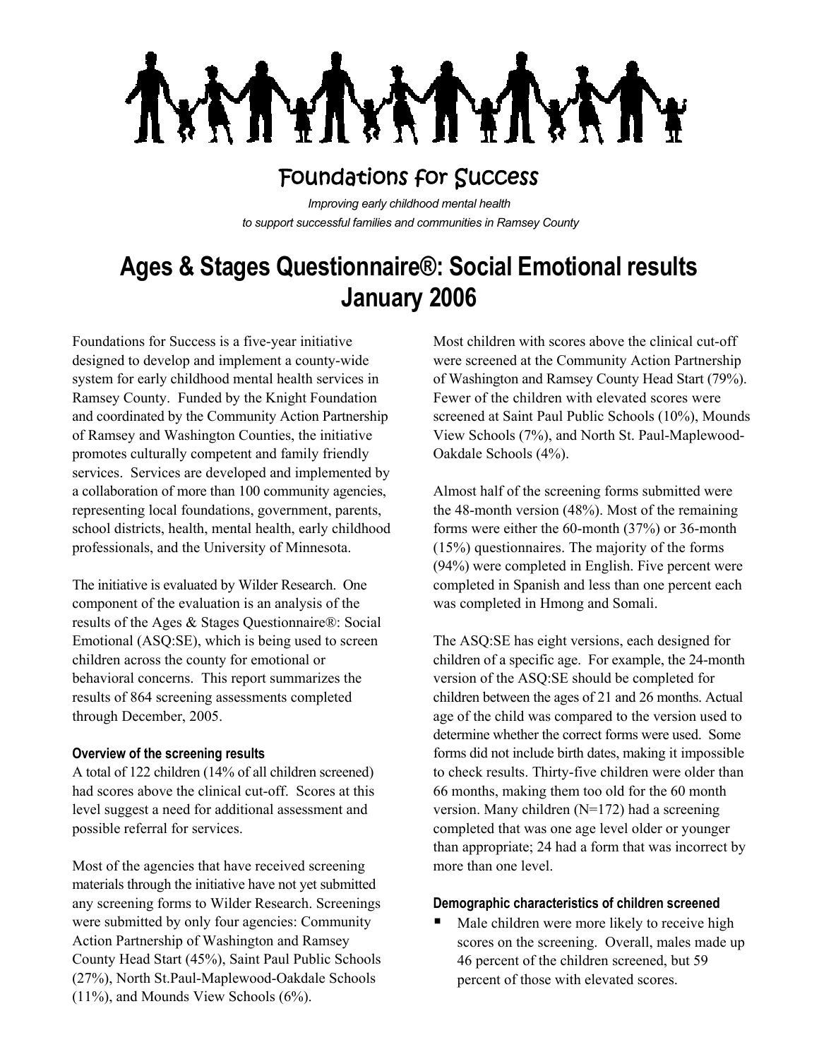# Foundations for Success

*Improving early childhood mental health to support successful families and communities in Ramsey County*

## Ages & Stages Questionnaire®: Social Emotional results January 2006

Foundations for Success is a five-year initiative designed to develop and implement a county-wide system for early childhood mental health services in Ramsey County. Funded by the Knight Foundation and coordinated by the Community Action Partnership of Ramsey and Washington Counties, the initiative promotes culturally competent and family friendly services. Services are developed and implemented by a collaboration of more than 100 community agencies, representing local foundations, government, parents, school districts, health, mental health, early childhood professionals, and the University of Minnesota.

The initiative is evaluated by Wilder Research. One component of the evaluation is an analysis of the results of the Ages & Stages Questionnaire®: Social Emotional (ASQ:SE), which is being used to screen children across the county for emotional or behavioral concerns. This report summarizes the results of 864 screening assessments completed through December, 2005.

#### Overview of the screening results

A total of 122 children (14% of all children screened) had scores above the clinical cut-off. Scores at this level suggest a need for additional assessment and possible referral for services.

Most of the agencies that have received screening materials through the initiative have not yet submitted any screening forms to Wilder Research. Screenings were submitted by only four agencies: Community Action Partnership of Washington and Ramsey County Head Start (45%), Saint Paul Public Schools (27%), North St.Paul-Maplewood-Oakdale Schools (11%), and Mounds View Schools (6%).

Most children with scores above the clinical cut-off were screened at the Community Action Partnership of Washington and Ramsey County Head Start (79%). Fewer of the children with elevated scores were screened at Saint Paul Public Schools (10%), Mounds View Schools (7%), and North St. Paul-Maplewood-Oakdale Schools (4%).

Almost half of the screening forms submitted were the 48-month version (48%). Most of the remaining forms were either the 60-month (37%) or 36-month (15%) questionnaires. The majority of the forms (94%) were completed in English. Five percent were completed in Spanish and less than one percent each was completed in Hmong and Somali.

The ASQ:SE has eight versions, each designed for children of a specific age. For example, the 24-month version of the ASQ:SE should be completed for children between the ages of 21 and 26 months. Actual age of the child was compared to the version used to determine whether the correct forms were used. Some forms did not include birth dates, making it impossible to check results. Thirty-five children were older than 66 months, making them too old for the 60 month version. Many children (N=172) had a screening completed that was one age level older or younger than appropriate; 24 had a form that was incorrect by more than one level.

#### Demographic characteristics of children screened

- Male children were more likely to receive high scores on the screening. Overall, males made up 46 percent of the children screened, but 59 percent of those with elevated scores.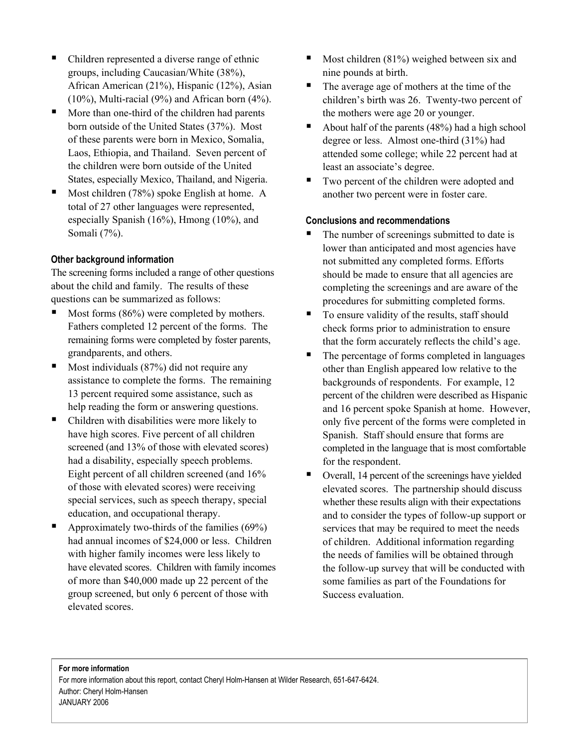- Children represented a diverse range of ethnic groups, including Caucasian/White (38%), African American (21%), Hispanic (12%), Asian (10%), Multi-racial (9%) and African born (4%).
- More than one-third of the children had parents born outside of the United States (37%). Most of these parents were born in Mexico, Somalia, Laos, Ethiopia, and Thailand. Seven percent of the children were born outside of the United States, especially Mexico, Thailand, and Nigeria.
- Most children (78%) spoke English at home. A total of 27 other languages were represented, especially Spanish (16%), Hmong (10%), and Somali (7%).

### Other background information

The screening forms included a range of other questions about the child and family. The results of these questions can be summarized as follows:

- Most forms (86%) were completed by mothers. Fathers completed 12 percent of the forms. The remaining forms were completed by foster parents, grandparents, and others.
- Most individuals (87%) did not require any assistance to complete the forms. The remaining 13 percent required some assistance, such as help reading the form or answering questions.
- Children with disabilities were more likely to have high scores. Five percent of all children screened (and 13% of those with elevated scores) had a disability, especially speech problems. Eight percent of all children screened (and 16% of those with elevated scores) were receiving special services, such as speech therapy, special education, and occupational therapy.
- Approximately two-thirds of the families (69%) had annual incomes of $24,000 or less. Children with higher family incomes were less likely to have elevated scores. Children with family incomes of more than $40,000 made up 22 percent of the group screened, but only 6 percent of those with elevated scores.
- Most children (81%) weighed between six and nine pounds at birth.
- The average age of mothers at the time of the children's birth was 26. Twenty-two percent of the mothers were age 20 or younger.
- About half of the parents (48%) had a high school degree or less. Almost one-third (31%) had attended some college; while 22 percent had at least an associate's degree.
- Two percent of the children were adopted and another two percent were in foster care.

### Conclusions and recommendations

- The number of screenings submitted to date is lower than anticipated and most agencies have not submitted any completed forms. Efforts should be made to ensure that all agencies are completing the screenings and are aware of the procedures for submitting completed forms.
- To ensure validity of the results, staff should check forms prior to administration to ensure that the form accurately reflects the child's age.
- The percentage of forms completed in languages other than English appeared low relative to the backgrounds of respondents. For example, 12 percent of the children were described as Hispanic and 16 percent spoke Spanish at home. However, only five percent of the forms were completed in Spanish. Staff should ensure that forms are completed in the language that is most comfortable for the respondent.
- Overall, 14 percent of the screenings have yielded elevated scores. The partnership should discuss whether these results align with their expectations and to consider the types of follow-up support or services that may be required to meet the needs of children. Additional information regarding the needs of families will be obtained through the follow-up survey that will be conducted with some families as part of the Foundations for Success evaluation.

**For more information**
For more information about this report, contact Cheryl Holm-Hansen at Wilder Research, 651-647-6424.
Author: Cheryl Holm-Hansen
JANUARY 2006